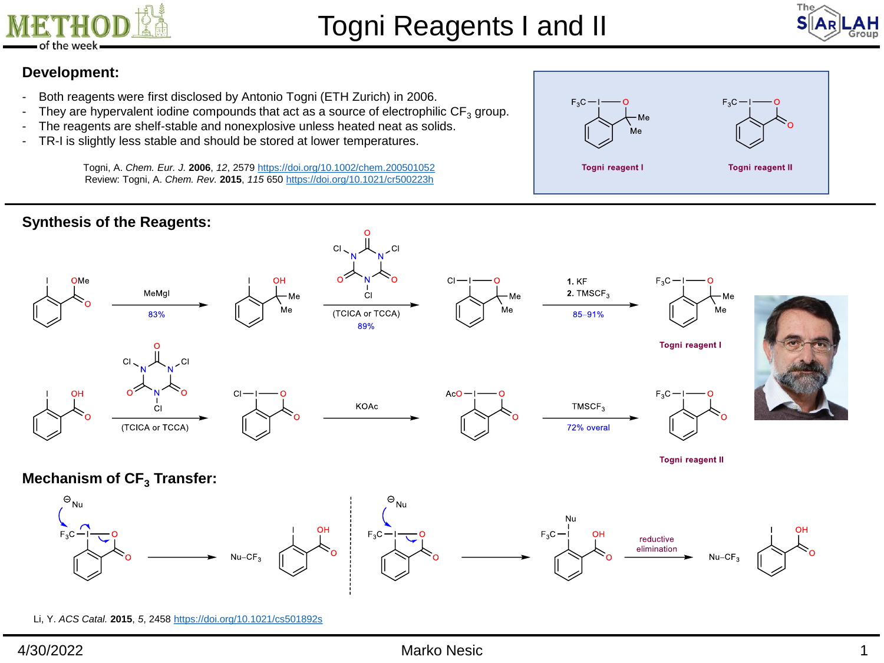# Togni Reagents I and II

## Development:

- Both reagents were first disclosed by Antonio Togni (ETH Zurich) in 2006.
- They are hypervalent iodine compounds that act as a source of electrophilic $CF_3$ group.
- The reagents are shelf-stable and nonexplosive unless heated neat as solids.
- TR-I is slightly less stable and should be stored at lower temperatures.

Togni, A. *Chem. Eur. J.* **2006**, *12*, 2579 https://doi.org/10.1002/chem.200501052
Review: Togni, A. *Chem. Rev.* **2015**, *115* 650 https://doi.org/10.1021/cr500223h

**Togni reagent I** **Togni reagent II**

## Synthesis of the Reagents:

MeMgI 83%

(TCICA or TCCA) 89%

1. KF
2. $TMSCF_3$

85–91%

**Togni reagent I**

(TCICA or TCCA)

KOAc

$TMSCF_3$

72% overal

**Togni reagent II**

## Mechanism of $CF_3$ Transfer:

$Nu–CF_3$

reductive elimination

$Nu–CF_3$

Li, Y. *ACS Catal.* **2015**, *5*, 2458 https://doi.org/10.1021/cs501892s

4/30/2022 Marko Nesic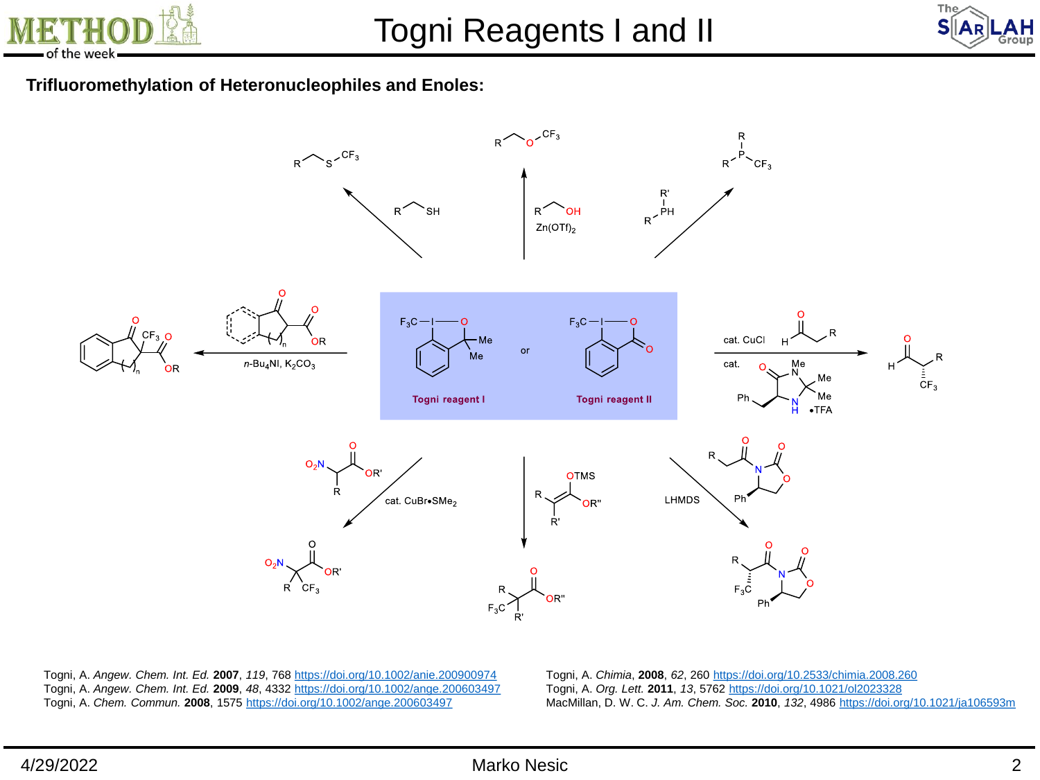# Togni Reagents I and II

## Trifluoromethylation of Heteronucleophiles and Enoles:

Togni reagent I

or

Togni reagent II

$n$-$Bu_4NI$, $K_2CO_3$

$Zn(OTf)_2$

cat. CuCl

cat. •TFA

cat. $CuBr{\bullet}SMe_2$

LHMDS

Togni, A. *Angew. Chem. Int. Ed.* **2007**, *119*, 768 https://doi.org/10.1002/anie.200900974
Togni, A. *Angew. Chem. Int. Ed.* **2009**, *48*, 4332 https://doi.org/10.1002/ange.200603497
Togni, A. *Chem. Commun.* **2008**, 1575 https://doi.org/10.1002/ange.200603497
Togni, A. *Chimia*, **2008**, *62*, 260 https://doi.org/10.2533/chimia.2008.260
Togni, A. *Org. Lett.* **2011**, *13*, 5762 https://doi.org/10.1021/ol2023328
MacMillan, D. W. C. *J. Am. Chem. Soc.* **2010**, *132*, 4986 https://doi.org/10.1021/ja106593m

4/29/2022 Marko Nesic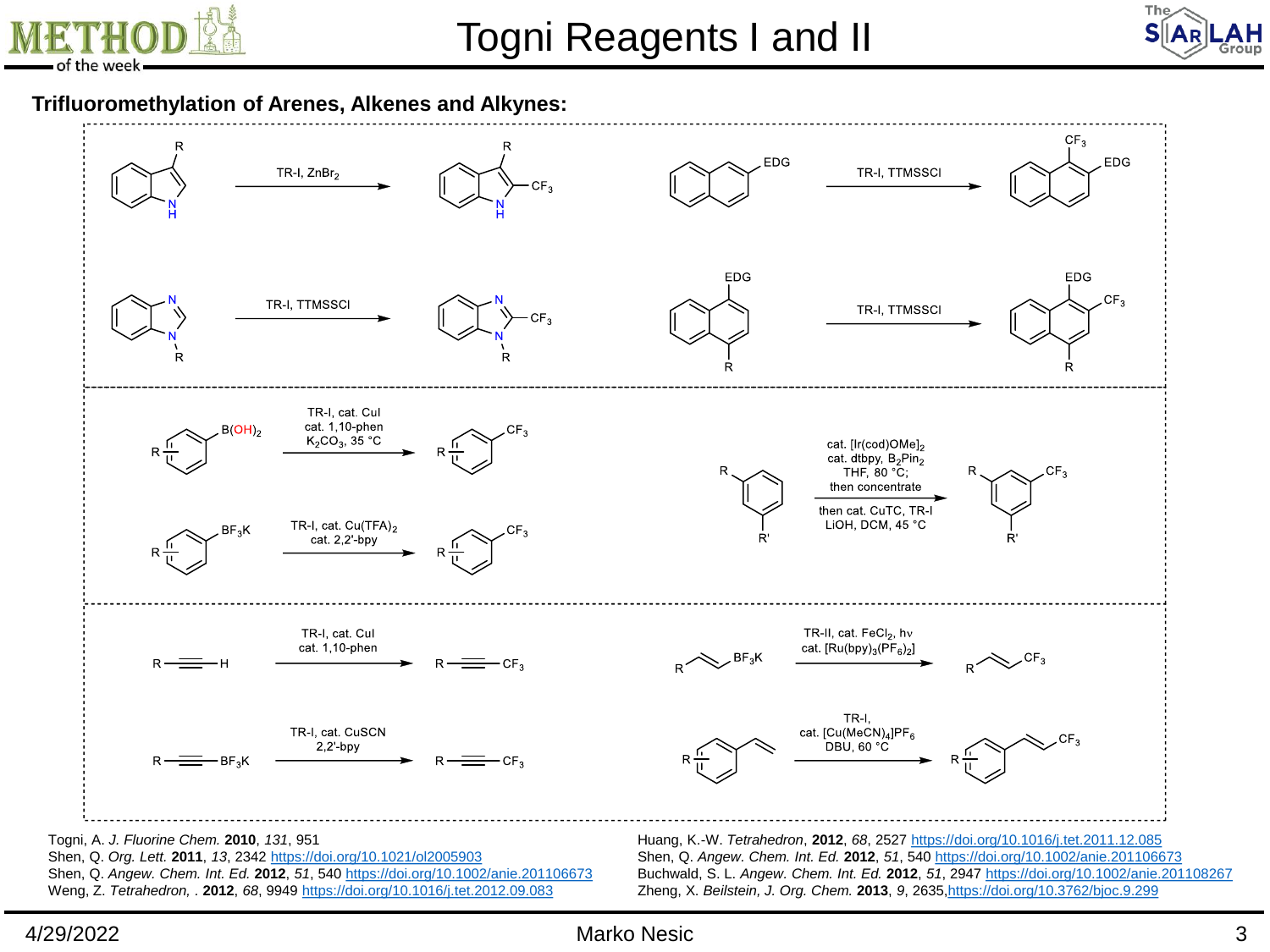# Togni Reagents I and II

## Trifluoromethylation of Arenes, Alkenes and Alkynes:

TR-I, $ZnBr_2$

TR-I, TTMSSCl

TR-I, TTMSSCl

TR-I, TTMSSCl

TR-I, cat. CuI
cat. 1,10-phen
$K_2CO_3$, 35 °C

TR-I, cat. $Cu(TFA)_2$
cat. 2,2'-bpy

cat. $[Ir(cod)OMe]_2$
cat. dtbpy, $B_2Pin_2$
THF, 80 °C;
then concentrate
then cat. CuTC, TR-I
LiOH, DCM, 45 °C

TR-I, cat. CuI
cat. 1,10-phen

TR-I, cat. CuSCN
2,2'-bpy

TR-II, cat. $FeCl_2$, hν
cat. $[Ru(bpy)_3(PF_6)_2]$

TR-I,
cat. $[Cu(MeCN)_4]PF_6$
DBU, 60 °C

Togni, A. *J. Fluorine Chem.* **2010**, *131*, 951
Shen, Q. *Org. Lett.* **2011**, *13*, 2342 https://doi.org/10.1021/ol2005903
Shen, Q. *Angew. Chem. Int. Ed.* **2012**, *51*, 540 https://doi.org/10.1002/anie.201106673
Weng, Z. *Tetrahedron*, . **2012**, *68*, 9949 https://doi.org/10.1016/j.tet.2012.09.083
Huang, K.-W. *Tetrahedron*, **2012**, *68*, 2527 https://doi.org/10.1016/j.tet.2011.12.085
Shen, Q. *Angew. Chem. Int. Ed.* **2012**, *51*, 540 https://doi.org/10.1002/anie.201106673
Buchwald, S. L. *Angew. Chem. Int. Ed.* **2012**, *51*, 2947 https://doi.org/10.1002/anie.201108267
Zheng, X. *Beilstein, J. Org. Chem.* **2013**, *9*, 2635,https://doi.org/10.3762/bjoc.9.299